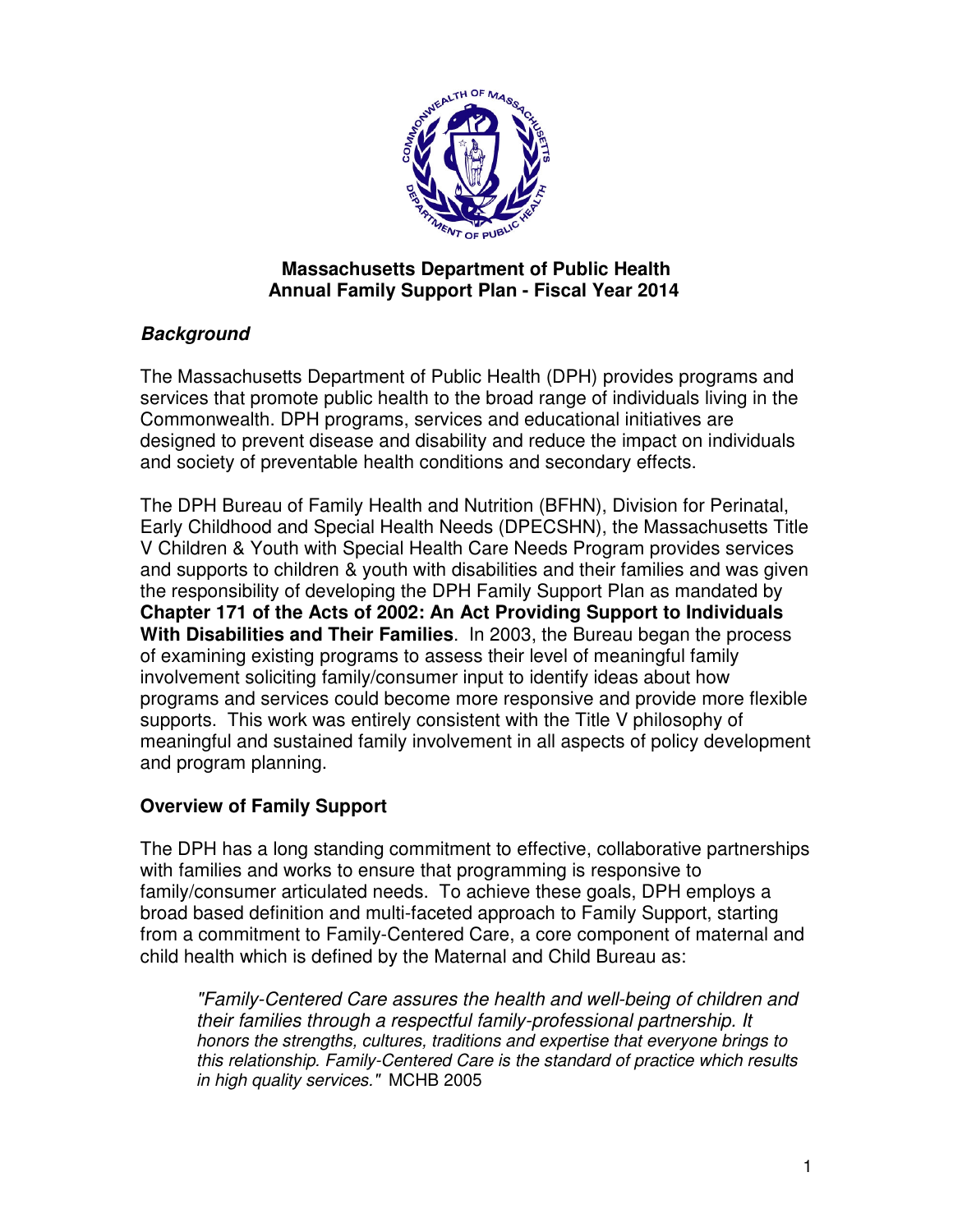**Massachusetts Department of Public Health**
**Annual Family Support Plan - Fiscal Year 2014**

## *Background*

The Massachusetts Department of Public Health (DPH) provides programs and services that promote public health to the broad range of individuals living in the Commonwealth. DPH programs, services and educational initiatives are designed to prevent disease and disability and reduce the impact on individuals and society of preventable health conditions and secondary effects.

The DPH Bureau of Family Health and Nutrition (BFHN), Division for Perinatal, Early Childhood and Special Health Needs (DPECSHN), the Massachusetts Title V Children & Youth with Special Health Care Needs Program provides services and supports to children & youth with disabilities and their families and was given the responsibility of developing the DPH Family Support Plan as mandated by **Chapter 171 of the Acts of 2002: An Act Providing Support to Individuals With Disabilities and Their Families**. In 2003, the Bureau began the process of examining existing programs to assess their level of meaningful family involvement soliciting family/consumer input to identify ideas about how programs and services could become more responsive and provide more flexible supports. This work was entirely consistent with the Title V philosophy of meaningful and sustained family involvement in all aspects of policy development and program planning.

## **Overview of Family Support**

The DPH has a long standing commitment to effective, collaborative partnerships with families and works to ensure that programming is responsive to family/consumer articulated needs. To achieve these goals, DPH employs a broad based definition and multi-faceted approach to Family Support, starting from a commitment to Family-Centered Care, a core component of maternal and child health which is defined by the Maternal and Child Bureau as:

> *"Family-Centered Care assures the health and well-being of children and their families through a respectful family-professional partnership. It honors the strengths, cultures, traditions and expertise that everyone brings to this relationship. Family-Centered Care is the standard of practice which results in high quality services."* MCHB 2005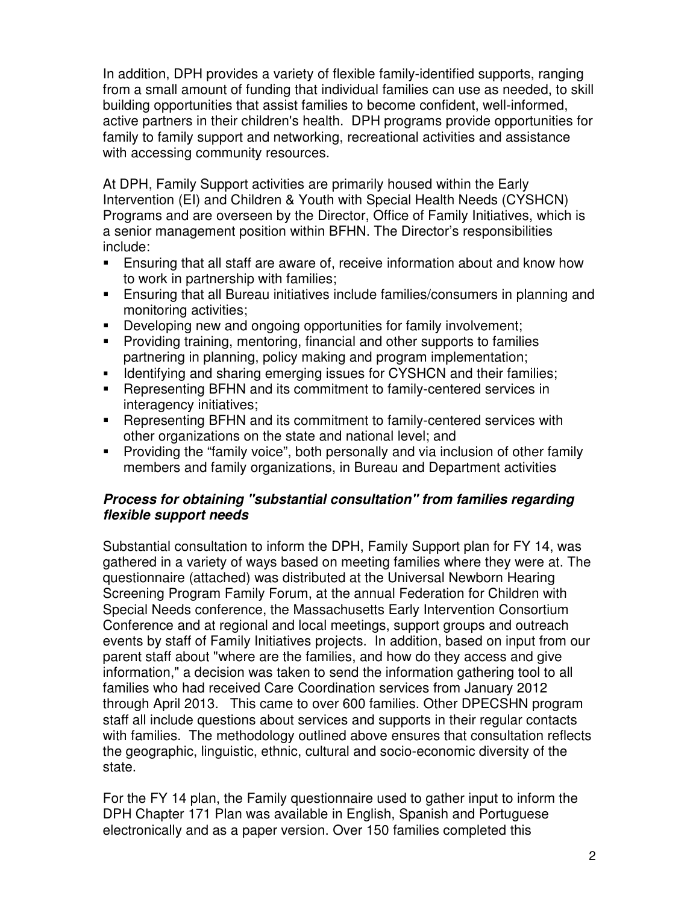In addition, DPH provides a variety of flexible family-identified supports, ranging from a small amount of funding that individual families can use as needed, to skill building opportunities that assist families to become confident, well-informed, active partners in their children's health. DPH programs provide opportunities for family to family support and networking, recreational activities and assistance with accessing community resources.

At DPH, Family Support activities are primarily housed within the Early Intervention (EI) and Children & Youth with Special Health Needs (CYSHCN) Programs and are overseen by the Director, Office of Family Initiatives, which is a senior management position within BFHN. The Director's responsibilities include:

- Ensuring that all staff are aware of, receive information about and know how to work in partnership with families;
- Ensuring that all Bureau initiatives include families/consumers in planning and monitoring activities;
- Developing new and ongoing opportunities for family involvement;
- Providing training, mentoring, financial and other supports to families partnering in planning, policy making and program implementation;
- Identifying and sharing emerging issues for CYSHCN and their families;
- Representing BFHN and its commitment to family-centered services in interagency initiatives;
- Representing BFHN and its commitment to family-centered services with other organizations on the state and national level; and
- Providing the "family voice", both personally and via inclusion of other family members and family organizations, in Bureau and Department activities

***Process for obtaining "substantial consultation" from families regarding flexible support needs***

Substantial consultation to inform the DPH, Family Support plan for FY 14, was gathered in a variety of ways based on meeting families where they were at. The questionnaire (attached) was distributed at the Universal Newborn Hearing Screening Program Family Forum, at the annual Federation for Children with Special Needs conference, the Massachusetts Early Intervention Consortium Conference and at regional and local meetings, support groups and outreach events by staff of Family Initiatives projects. In addition, based on input from our parent staff about "where are the families, and how do they access and give information," a decision was taken to send the information gathering tool to all families who had received Care Coordination services from January 2012 through April 2013. This came to over 600 families. Other DPECSHN program staff all include questions about services and supports in their regular contacts with families. The methodology outlined above ensures that consultation reflects the geographic, linguistic, ethnic, cultural and socio-economic diversity of the state.

For the FY 14 plan, the Family questionnaire used to gather input to inform the DPH Chapter 171 Plan was available in English, Spanish and Portuguese electronically and as a paper version. Over 150 families completed this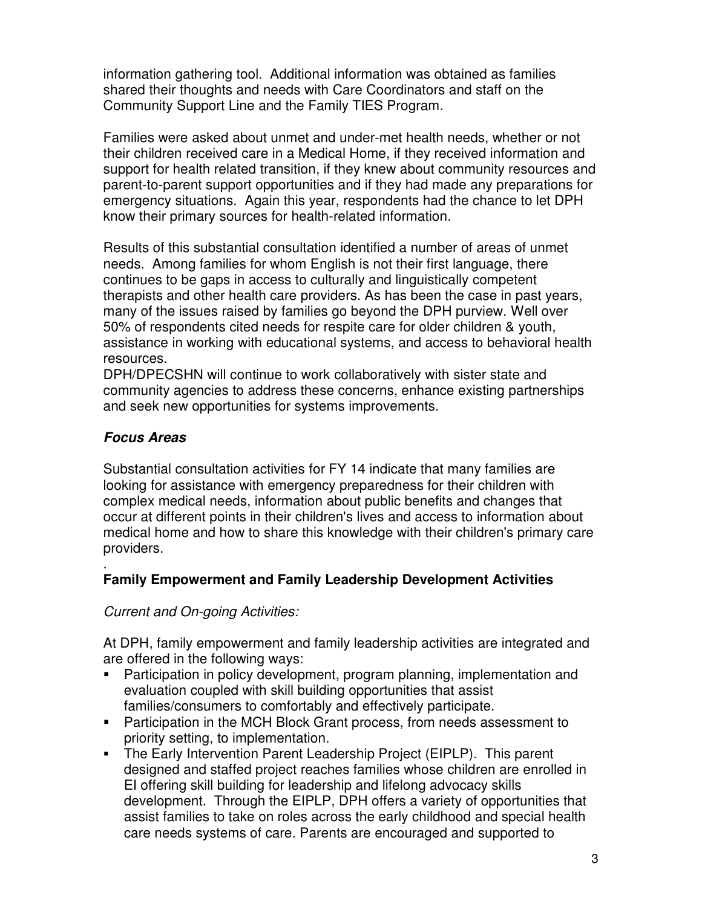information gathering tool. Additional information was obtained as families shared their thoughts and needs with Care Coordinators and staff on the Community Support Line and the Family TIES Program.

Families were asked about unmet and under-met health needs, whether or not their children received care in a Medical Home, if they received information and support for health related transition, if they knew about community resources and parent-to-parent support opportunities and if they had made any preparations for emergency situations. Again this year, respondents had the chance to let DPH know their primary sources for health-related information.

Results of this substantial consultation identified a number of areas of unmet needs. Among families for whom English is not their first language, there continues to be gaps in access to culturally and linguistically competent therapists and other health care providers. As has been the case in past years, many of the issues raised by families go beyond the DPH purview. Well over 50% of respondents cited needs for respite care for older children & youth, assistance in working with educational systems, and access to behavioral health resources.
DPH/DPECSHN will continue to work collaboratively with sister state and community agencies to address these concerns, enhance existing partnerships and seek new opportunities for systems improvements.

### *Focus Areas*

Substantial consultation activities for FY 14 indicate that many families are looking for assistance with emergency preparedness for their children with complex medical needs, information about public benefits and changes that occur at different points in their children's lives and access to information about medical home and how to share this knowledge with their children's primary care providers.

.

### Family Empowerment and Family Leadership Development Activities

*Current and On-going Activities:*

At DPH, family empowerment and family leadership activities are integrated and are offered in the following ways:

- Participation in policy development, program planning, implementation and evaluation coupled with skill building opportunities that assist families/consumers to comfortably and effectively participate.
- Participation in the MCH Block Grant process, from needs assessment to priority setting, to implementation.
- The Early Intervention Parent Leadership Project (EIPLP). This parent designed and staffed project reaches families whose children are enrolled in EI offering skill building for leadership and lifelong advocacy skills development. Through the EIPLP, DPH offers a variety of opportunities that assist families to take on roles across the early childhood and special health care needs systems of care. Parents are encouraged and supported to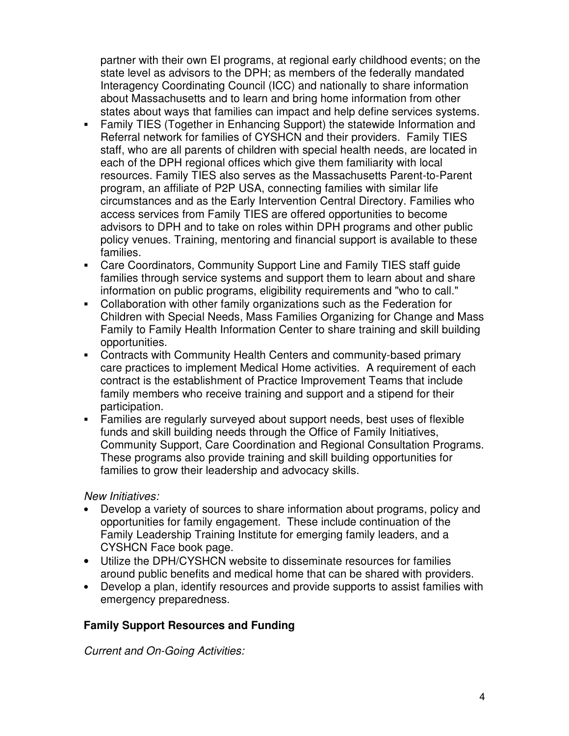partner with their own EI programs, at regional early childhood events; on the state level as advisors to the DPH; as members of the federally mandated Interagency Coordinating Council (ICC) and nationally to share information about Massachusetts and to learn and bring home information from other states about ways that families can impact and help define services systems.

- Family TIES (Together in Enhancing Support) the statewide Information and Referral network for families of CYSHCN and their providers. Family TIES staff, who are all parents of children with special health needs, are located in each of the DPH regional offices which give them familiarity with local resources. Family TIES also serves as the Massachusetts Parent-to-Parent program, an affiliate of P2P USA, connecting families with similar life circumstances and as the Early Intervention Central Directory. Families who access services from Family TIES are offered opportunities to become advisors to DPH and to take on roles within DPH programs and other public policy venues. Training, mentoring and financial support is available to these families.
- Care Coordinators, Community Support Line and Family TIES staff guide families through service systems and support them to learn about and share information on public programs, eligibility requirements and "who to call."
- Collaboration with other family organizations such as the Federation for Children with Special Needs, Mass Families Organizing for Change and Mass Family to Family Health Information Center to share training and skill building opportunities.
- Contracts with Community Health Centers and community-based primary care practices to implement Medical Home activities. A requirement of each contract is the establishment of Practice Improvement Teams that include family members who receive training and support and a stipend for their participation.
- Families are regularly surveyed about support needs, best uses of flexible funds and skill building needs through the Office of Family Initiatives, Community Support, Care Coordination and Regional Consultation Programs. These programs also provide training and skill building opportunities for families to grow their leadership and advocacy skills.

*New Initiatives:*

- Develop a variety of sources to share information about programs, policy and opportunities for family engagement. These include continuation of the Family Leadership Training Institute for emerging family leaders, and a CYSHCN Face book page.
- Utilize the DPH/CYSHCN website to disseminate resources for families around public benefits and medical home that can be shared with providers.
- Develop a plan, identify resources and provide supports to assist families with emergency preparedness.

**Family Support Resources and Funding**

*Current and On-Going Activities:*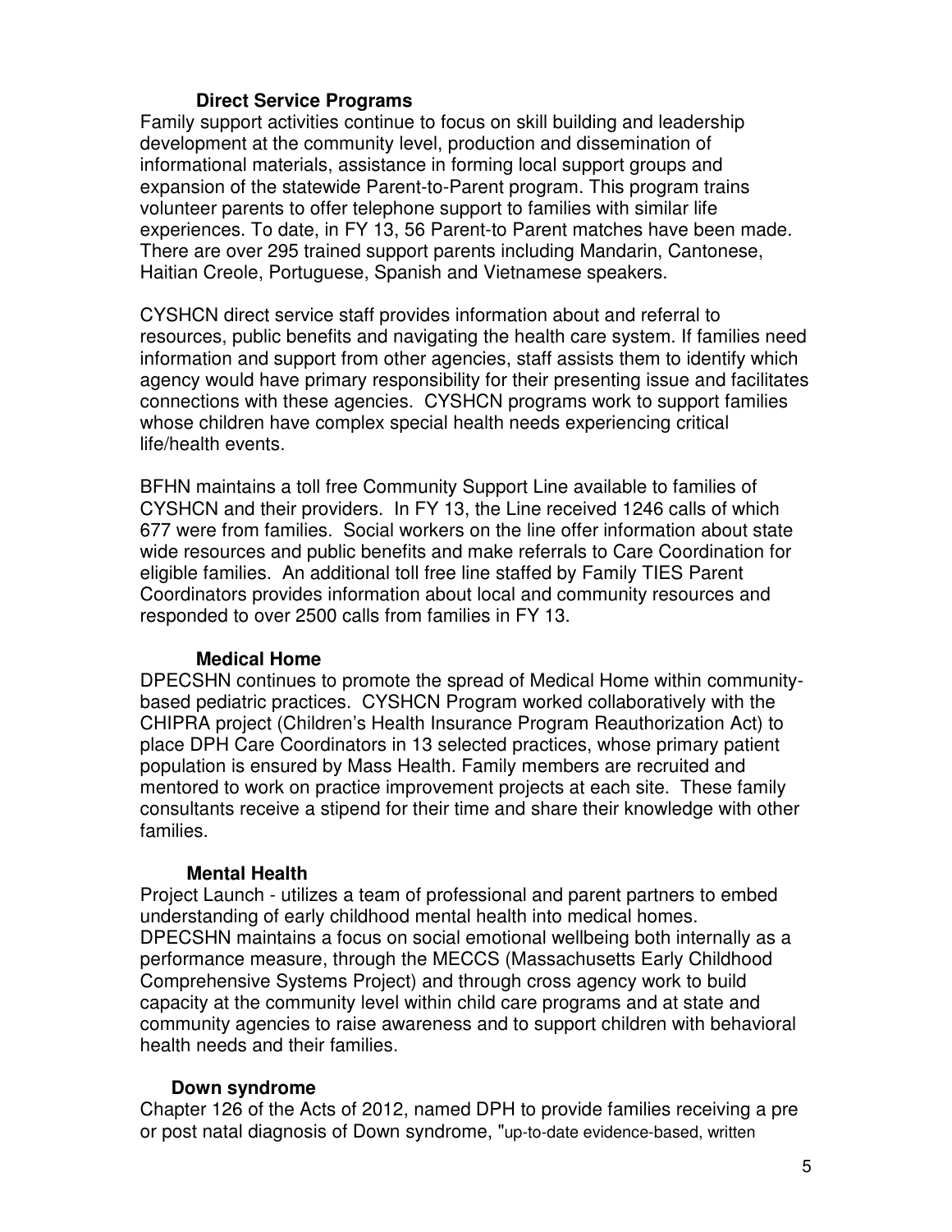### Direct Service Programs

Family support activities continue to focus on skill building and leadership development at the community level, production and dissemination of informational materials, assistance in forming local support groups and expansion of the statewide Parent-to-Parent program. This program trains volunteer parents to offer telephone support to families with similar life experiences. To date, in FY 13, 56 Parent-to Parent matches have been made. There are over 295 trained support parents including Mandarin, Cantonese, Haitian Creole, Portuguese, Spanish and Vietnamese speakers.

CYSHCN direct service staff provides information about and referral to resources, public benefits and navigating the health care system. If families need information and support from other agencies, staff assists them to identify which agency would have primary responsibility for their presenting issue and facilitates connections with these agencies. CYSHCN programs work to support families whose children have complex special health needs experiencing critical life/health events.

BFHN maintains a toll free Community Support Line available to families of CYSHCN and their providers. In FY 13, the Line received 1246 calls of which 677 were from families. Social workers on the line offer information about state wide resources and public benefits and make referrals to Care Coordination for eligible families. An additional toll free line staffed by Family TIES Parent Coordinators provides information about local and community resources and responded to over 2500 calls from families in FY 13.

### Medical Home

DPECSHN continues to promote the spread of Medical Home within community-based pediatric practices. CYSHCN Program worked collaboratively with the CHIPRA project (Children's Health Insurance Program Reauthorization Act) to place DPH Care Coordinators in 13 selected practices, whose primary patient population is ensured by Mass Health. Family members are recruited and mentored to work on practice improvement projects at each site. These family consultants receive a stipend for their time and share their knowledge with other families.

### Mental Health

Project Launch - utilizes a team of professional and parent partners to embed understanding of early childhood mental health into medical homes. DPECSHN maintains a focus on social emotional wellbeing both internally as a performance measure, through the MECCS (Massachusetts Early Childhood Comprehensive Systems Project) and through cross agency work to build capacity at the community level within child care programs and at state and community agencies to raise awareness and to support children with behavioral health needs and their families.

### Down syndrome

Chapter 126 of the Acts of 2012, named DPH to provide families receiving a pre or post natal diagnosis of Down syndrome, "up-to-date evidence-based, written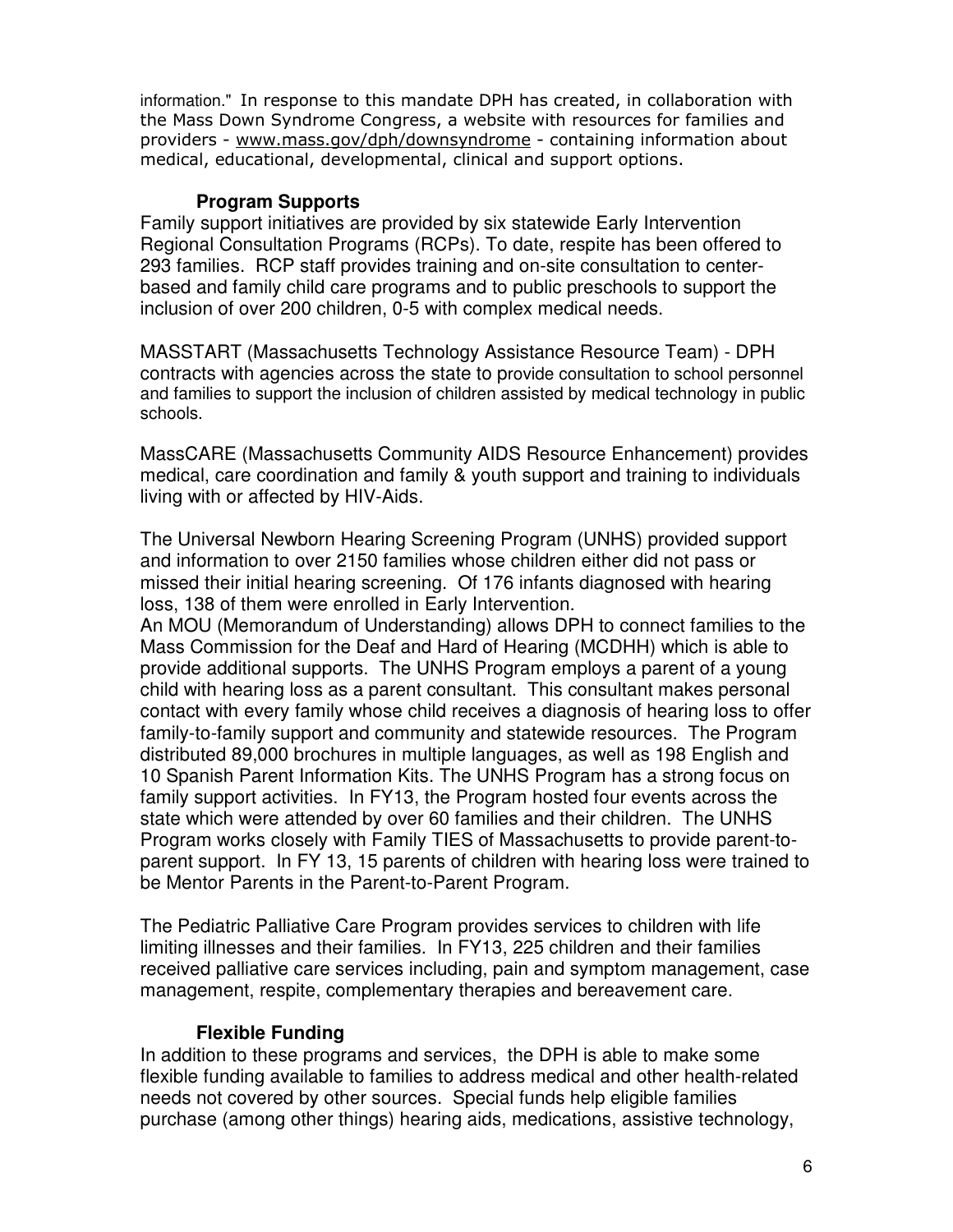information." In response to this mandate DPH has created, in collaboration with the Mass Down Syndrome Congress, a website with resources for families and providers - www.mass.gov/dph/downsyndrome - containing information about medical, educational, developmental, clinical and support options.

### Program Supports

Family support initiatives are provided by six statewide Early Intervention Regional Consultation Programs (RCPs). To date, respite has been offered to 293 families. RCP staff provides training and on-site consultation to center-based and family child care programs and to public preschools to support the inclusion of over 200 children, 0-5 with complex medical needs.

MASSTART (Massachusetts Technology Assistance Resource Team) - DPH contracts with agencies across the state to provide consultation to school personnel and families to support the inclusion of children assisted by medical technology in public schools.

MassCARE (Massachusetts Community AIDS Resource Enhancement) provides medical, care coordination and family & youth support and training to individuals living with or affected by HIV-Aids.

The Universal Newborn Hearing Screening Program (UNHS) provided support and information to over 2150 families whose children either did not pass or missed their initial hearing screening. Of 176 infants diagnosed with hearing loss, 138 of them were enrolled in Early Intervention.
An MOU (Memorandum of Understanding) allows DPH to connect families to the Mass Commission for the Deaf and Hard of Hearing (MCDHH) which is able to provide additional supports. The UNHS Program employs a parent of a young child with hearing loss as a parent consultant. This consultant makes personal contact with every family whose child receives a diagnosis of hearing loss to offer family-to-family support and community and statewide resources. The Program distributed 89,000 brochures in multiple languages, as well as 198 English and 10 Spanish Parent Information Kits. The UNHS Program has a strong focus on family support activities. In FY13, the Program hosted four events across the state which were attended by over 60 families and their children. The UNHS Program works closely with Family TIES of Massachusetts to provide parent-to-parent support. In FY 13, 15 parents of children with hearing loss were trained to be Mentor Parents in the Parent-to-Parent Program.

The Pediatric Palliative Care Program provides services to children with life limiting illnesses and their families. In FY13, 225 children and their families received palliative care services including, pain and symptom management, case management, respite, complementary therapies and bereavement care.

### Flexible Funding

In addition to these programs and services, the DPH is able to make some flexible funding available to families to address medical and other health-related needs not covered by other sources. Special funds help eligible families purchase (among other things) hearing aids, medications, assistive technology,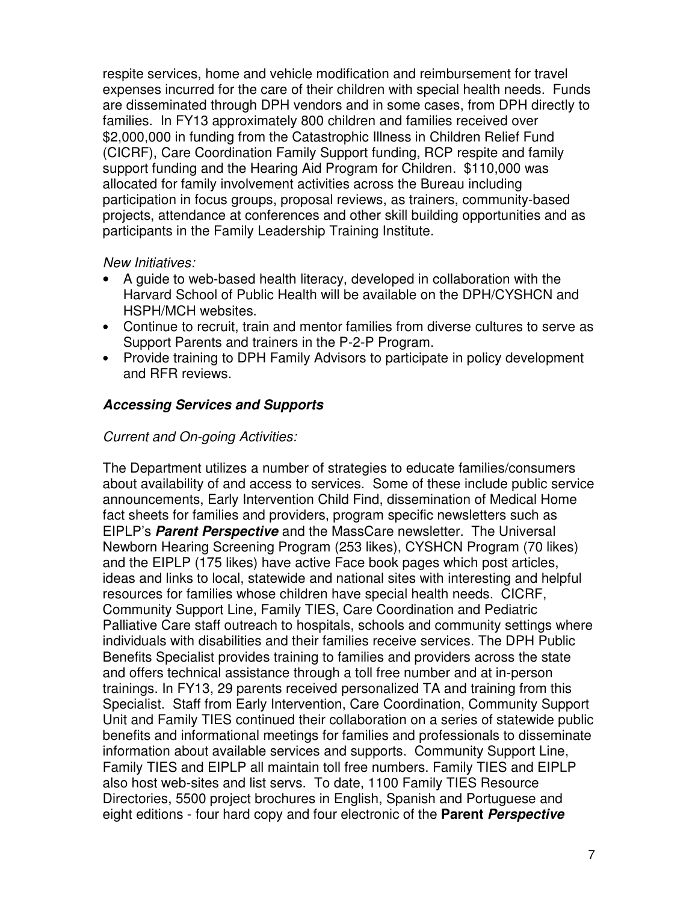respite services, home and vehicle modification and reimbursement for travel expenses incurred for the care of their children with special health needs. Funds are disseminated through DPH vendors and in some cases, from DPH directly to families. In FY13 approximately 800 children and families received over $2,000,000 in funding from the Catastrophic Illness in Children Relief Fund (CICRF), Care Coordination Family Support funding, RCP respite and family support funding and the Hearing Aid Program for Children. $110,000 was allocated for family involvement activities across the Bureau including participation in focus groups, proposal reviews, as trainers, community-based projects, attendance at conferences and other skill building opportunities and as participants in the Family Leadership Training Institute.

*New Initiatives:*

- A guide to web-based health literacy, developed in collaboration with the Harvard School of Public Health will be available on the DPH/CYSHCN and HSPH/MCH websites.
- Continue to recruit, train and mentor families from diverse cultures to serve as Support Parents and trainers in the P-2-P Program.
- Provide training to DPH Family Advisors to participate in policy development and RFR reviews.

### ***Accessing Services and Supports***

*Current and On-going Activities:*

The Department utilizes a number of strategies to educate families/consumers about availability of and access to services. Some of these include public service announcements, Early Intervention Child Find, dissemination of Medical Home fact sheets for families and providers, program specific newsletters such as EIPLP's ***Parent Perspective*** and the MassCare newsletter. The Universal Newborn Hearing Screening Program (253 likes), CYSHCN Program (70 likes) and the EIPLP (175 likes) have active Face book pages which post articles, ideas and links to local, statewide and national sites with interesting and helpful resources for families whose children have special health needs. CICRF, Community Support Line, Family TIES, Care Coordination and Pediatric Palliative Care staff outreach to hospitals, schools and community settings where individuals with disabilities and their families receive services. The DPH Public Benefits Specialist provides training to families and providers across the state and offers technical assistance through a toll free number and at in-person trainings. In FY13, 29 parents received personalized TA and training from this Specialist. Staff from Early Intervention, Care Coordination, Community Support Unit and Family TIES continued their collaboration on a series of statewide public benefits and informational meetings for families and professionals to disseminate information about available services and supports. Community Support Line, Family TIES and EIPLP all maintain toll free numbers. Family TIES and EIPLP also host web-sites and list servs. To date, 1100 Family TIES Resource Directories, 5500 project brochures in English, Spanish and Portuguese and eight editions - four hard copy and four electronic of the **Parent *Perspective***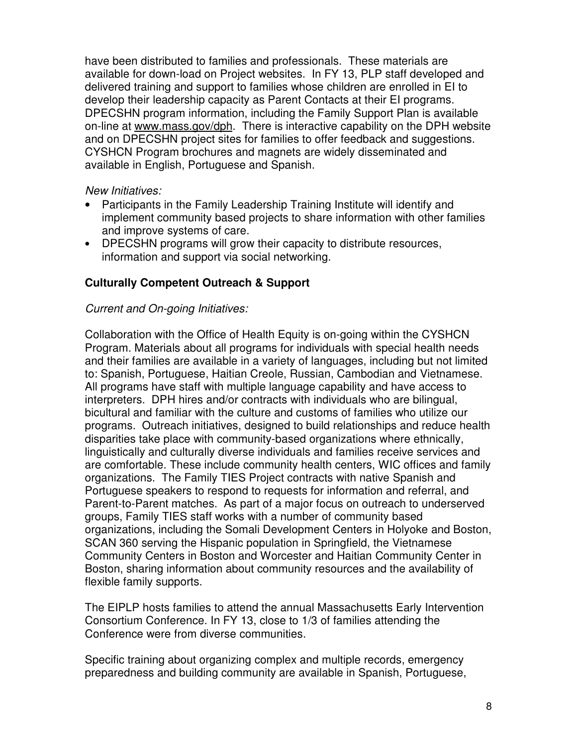have been distributed to families and professionals. These materials are available for down-load on Project websites. In FY 13, PLP staff developed and delivered training and support to families whose children are enrolled in EI to develop their leadership capacity as Parent Contacts at their EI programs. DPECSHN program information, including the Family Support Plan is available on-line at www.mass.gov/dph. There is interactive capability on the DPH website and on DPECSHN project sites for families to offer feedback and suggestions. CYSHCN Program brochures and magnets are widely disseminated and available in English, Portuguese and Spanish.

*New Initiatives:*

- Participants in the Family Leadership Training Institute will identify and implement community based projects to share information with other families and improve systems of care.
- DPECSHN programs will grow their capacity to distribute resources, information and support via social networking.

**Culturally Competent Outreach & Support**

*Current and On-going Initiatives:*

Collaboration with the Office of Health Equity is on-going within the CYSHCN Program. Materials about all programs for individuals with special health needs and their families are available in a variety of languages, including but not limited to: Spanish, Portuguese, Haitian Creole, Russian, Cambodian and Vietnamese. All programs have staff with multiple language capability and have access to interpreters. DPH hires and/or contracts with individuals who are bilingual, bicultural and familiar with the culture and customs of families who utilize our programs. Outreach initiatives, designed to build relationships and reduce health disparities take place with community-based organizations where ethnically, linguistically and culturally diverse individuals and families receive services and are comfortable. These include community health centers, WIC offices and family organizations. The Family TIES Project contracts with native Spanish and Portuguese speakers to respond to requests for information and referral, and Parent-to-Parent matches. As part of a major focus on outreach to underserved groups, Family TIES staff works with a number of community based organizations, including the Somali Development Centers in Holyoke and Boston, SCAN 360 serving the Hispanic population in Springfield, the Vietnamese Community Centers in Boston and Worcester and Haitian Community Center in Boston, sharing information about community resources and the availability of flexible family supports.

The EIPLP hosts families to attend the annual Massachusetts Early Intervention Consortium Conference. In FY 13, close to 1/3 of families attending the Conference were from diverse communities.

Specific training about organizing complex and multiple records, emergency preparedness and building community are available in Spanish, Portuguese,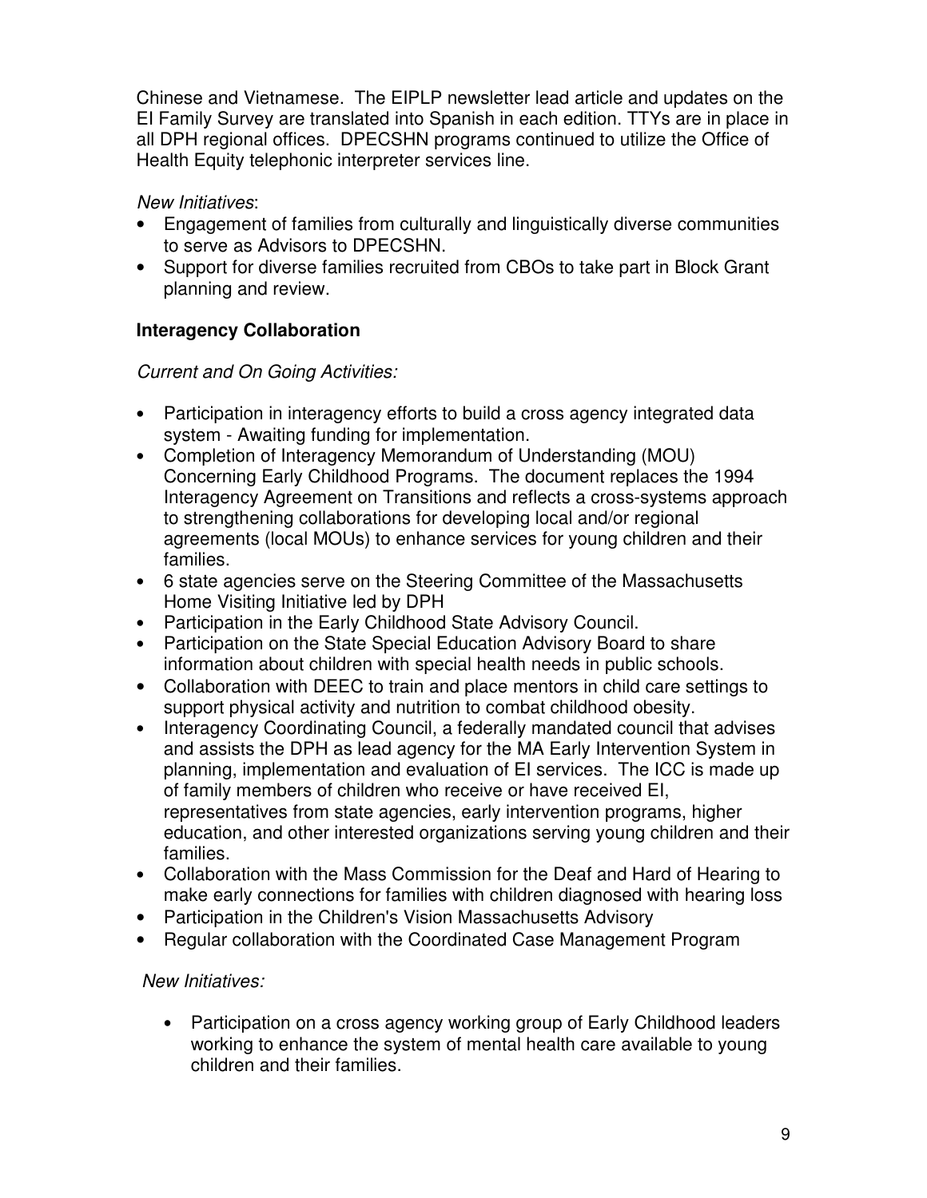Chinese and Vietnamese. The EIPLP newsletter lead article and updates on the EI Family Survey are translated into Spanish in each edition. TTYs are in place in all DPH regional offices. DPECSHN programs continued to utilize the Office of Health Equity telephonic interpreter services line.

*New Initiatives*:

- Engagement of families from culturally and linguistically diverse communities to serve as Advisors to DPECSHN.
- Support for diverse families recruited from CBOs to take part in Block Grant planning and review.

**Interagency Collaboration**

*Current and On Going Activities:*

- Participation in interagency efforts to build a cross agency integrated data system - Awaiting funding for implementation.
- Completion of Interagency Memorandum of Understanding (MOU) Concerning Early Childhood Programs. The document replaces the 1994 Interagency Agreement on Transitions and reflects a cross-systems approach to strengthening collaborations for developing local and/or regional agreements (local MOUs) to enhance services for young children and their families.
- 6 state agencies serve on the Steering Committee of the Massachusetts Home Visiting Initiative led by DPH
- Participation in the Early Childhood State Advisory Council.
- Participation on the State Special Education Advisory Board to share information about children with special health needs in public schools.
- Collaboration with DEEC to train and place mentors in child care settings to support physical activity and nutrition to combat childhood obesity.
- Interagency Coordinating Council, a federally mandated council that advises and assists the DPH as lead agency for the MA Early Intervention System in planning, implementation and evaluation of EI services. The ICC is made up of family members of children who receive or have received EI, representatives from state agencies, early intervention programs, higher education, and other interested organizations serving young children and their families.
- Collaboration with the Mass Commission for the Deaf and Hard of Hearing to make early connections for families with children diagnosed with hearing loss
- Participation in the Children's Vision Massachusetts Advisory
- Regular collaboration with the Coordinated Case Management Program

*New Initiatives:*

- Participation on a cross agency working group of Early Childhood leaders working to enhance the system of mental health care available to young children and their families.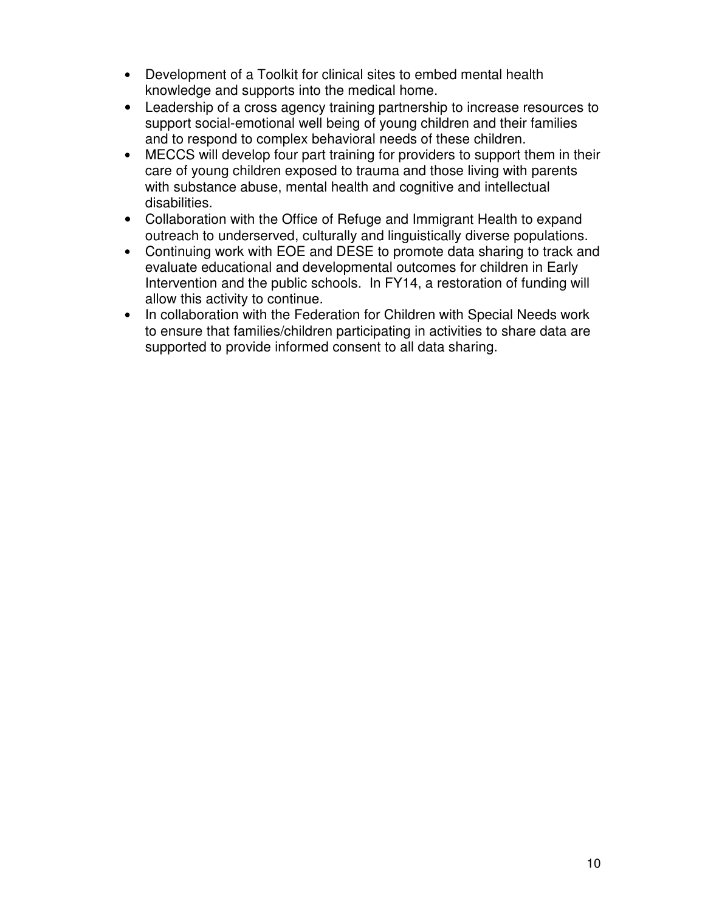- Development of a Toolkit for clinical sites to embed mental health knowledge and supports into the medical home.
- Leadership of a cross agency training partnership to increase resources to support social-emotional well being of young children and their families and to respond to complex behavioral needs of these children.
- MECCS will develop four part training for providers to support them in their care of young children exposed to trauma and those living with parents with substance abuse, mental health and cognitive and intellectual disabilities.
- Collaboration with the Office of Refuge and Immigrant Health to expand outreach to underserved, culturally and linguistically diverse populations.
- Continuing work with EOE and DESE to promote data sharing to track and evaluate educational and developmental outcomes for children in Early Intervention and the public schools. In FY14, a restoration of funding will allow this activity to continue.
- In collaboration with the Federation for Children with Special Needs work to ensure that families/children participating in activities to share data are supported to provide informed consent to all data sharing.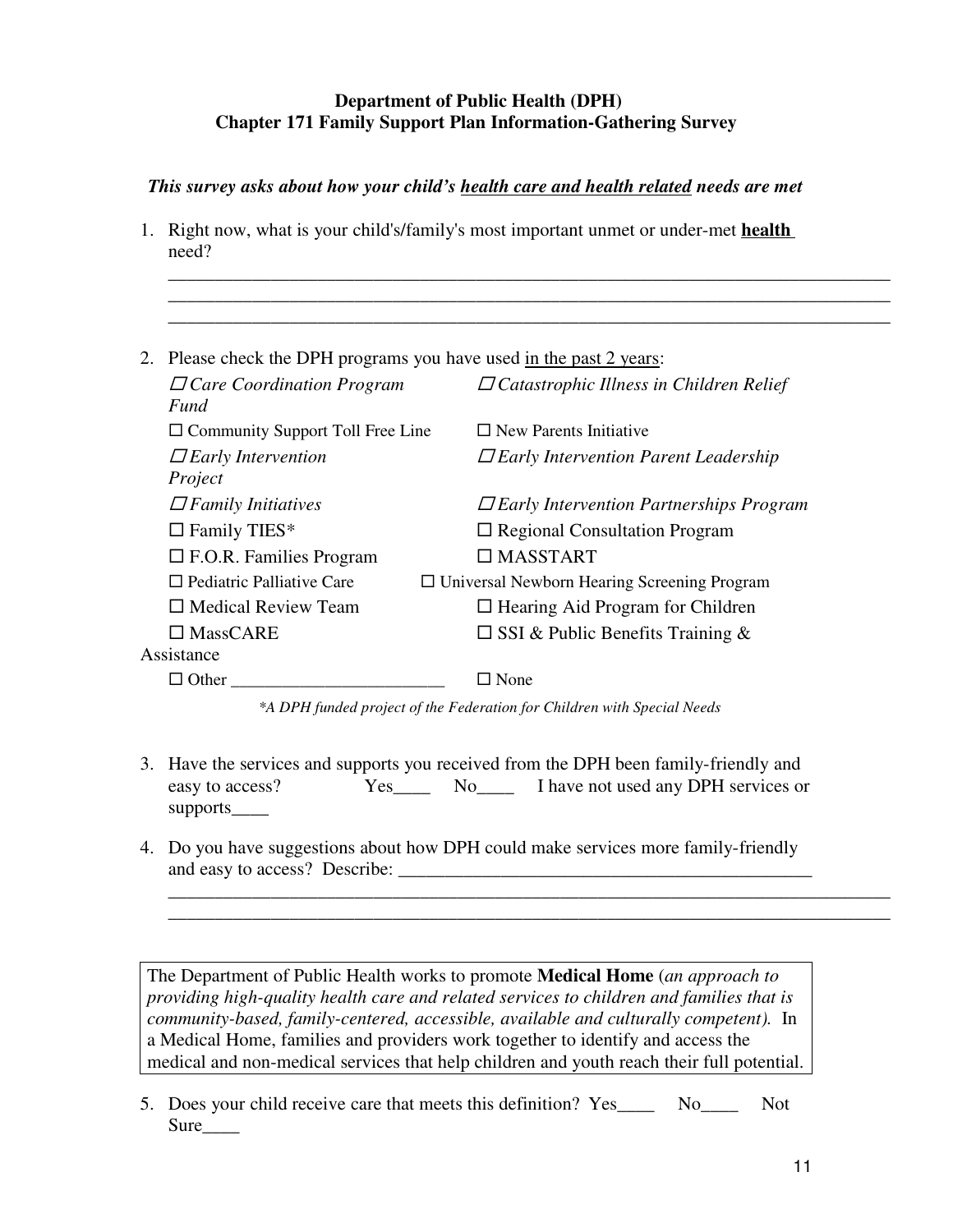**Department of Public Health (DPH)**
**Chapter 171 Family Support Plan Information-Gathering Survey**

***This survey asks about how your child's health care and health related needs are met***

1. Right now, what is your child's/family's most important unmet or under-met **health** need?

   ____________________________________________________________________________
   ____________________________________________________________________________
   ____________________________________________________________________________

2. Please check the DPH programs you have used in the past 2 years:

   - ☐ *Care Coordination Program*
   - ☐ *Catastrophic Illness in Children Relief Fund*
   - ☐ Community Support Toll Free Line
   - ☐ New Parents Initiative
   - ☐ *Early Intervention*
   - ☐ *Early Intervention Parent Leadership Project*
   - ☐ *Family Initiatives*
   - ☐ *Early Intervention Partnerships Program*
   - ☐ Family TIES*
   - ☐ Regional Consultation Program
   - ☐ F.O.R. Families Program
   - ☐ MASSTART
   - ☐ Pediatric Palliative Care
   - ☐ Universal Newborn Hearing Screening Program
   - ☐ Medical Review Team
   - ☐ Hearing Aid Program for Children
   - ☐ MassCARE
   - ☐ SSI & Public Benefits Training & Assistance
   - ☐ Other ________________________
   - ☐ None

   *\*A DPH funded project of the Federation for Children with Special Needs*

3. Have the services and supports you received from the DPH been family-friendly and easy to access? Yes____ No____ I have not used any DPH services or supports____

4. Do you have suggestions about how DPH could make services more family-friendly and easy to access? Describe: ______________________________________________

   ____________________________________________________________________________
   ____________________________________________________________________________

> The Department of Public Health works to promote **Medical Home** (*an approach to providing high-quality health care and related services to children and families that is community-based, family-centered, accessible, available and culturally competent).* In a Medical Home, families and providers work together to identify and access the medical and non-medical services that help children and youth reach their full potential.

5. Does your child receive care that meets this definition? Yes____ No____ Not Sure____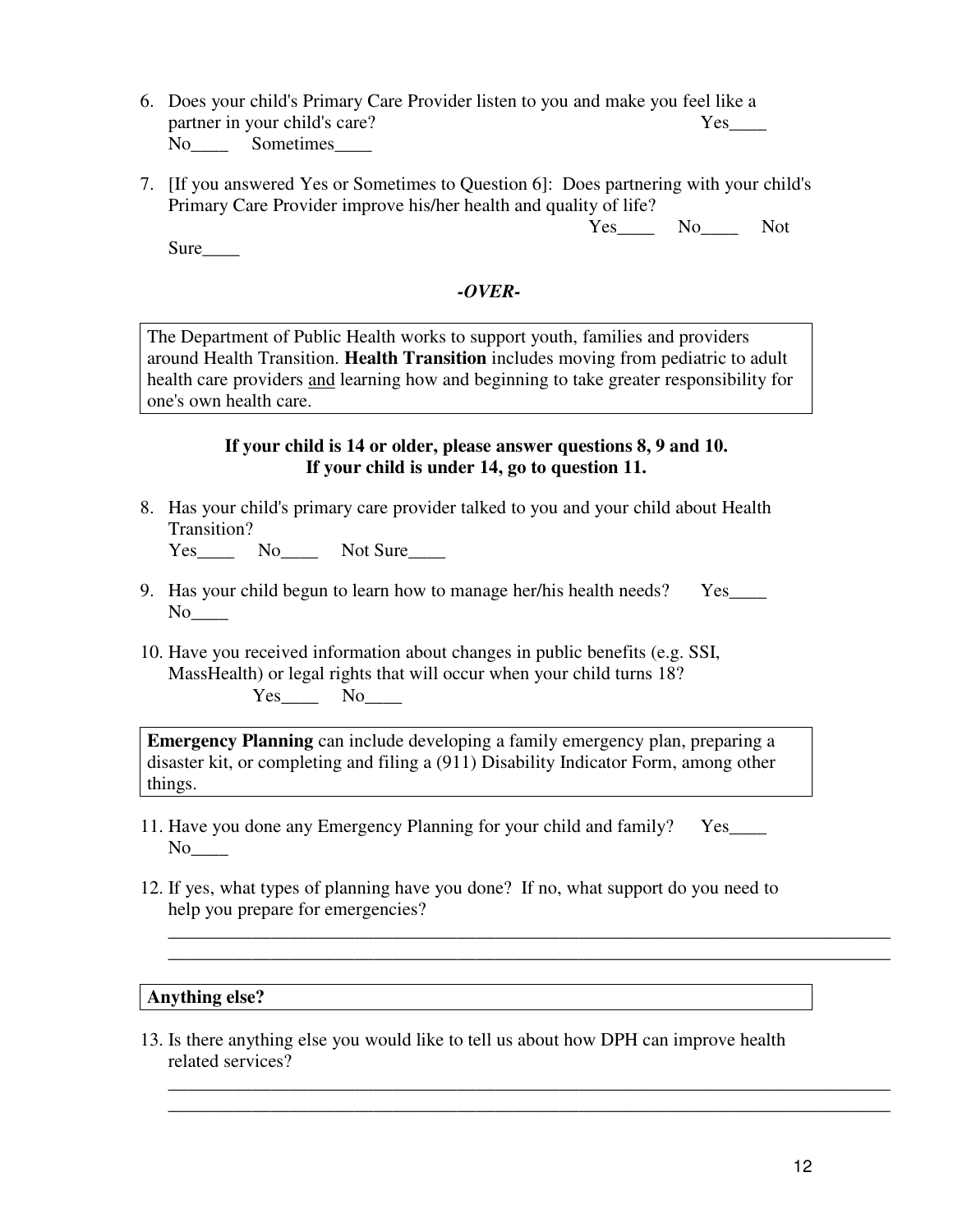6. Does your child's Primary Care Provider listen to you and make you feel like a partner in your child's care? Yes____ No____ Sometimes____

7. [If you answered Yes or Sometimes to Question 6]: Does partnering with your child's Primary Care Provider improve his/her health and quality of life? Yes____ No____ Not Sure____

***-OVER-***

> The Department of Public Health works to support youth, families and providers around Health Transition. **Health Transition** includes moving from pediatric to adult health care providers <u>and</u> learning how and beginning to take greater responsibility for one's own health care.

**If your child is 14 or older, please answer questions 8, 9 and 10.**
**If your child is under 14, go to question 11.**

8. Has your child's primary care provider talked to you and your child about Health Transition?
   Yes____ No____ Not Sure____

9. Has your child begun to learn how to manage her/his health needs? Yes____ No____

10. Have you received information about changes in public benefits (e.g. SSI, MassHealth) or legal rights that will occur when your child turns 18?
    Yes____ No____

> **Emergency Planning** can include developing a family emergency plan, preparing a disaster kit, or completing and filing a (911) Disability Indicator Form, among other things.

11. Have you done any Emergency Planning for your child and family? Yes____ No____

12. If yes, what types of planning have you done? If no, what support do you need to help you prepare for emergencies?

    ______________________________________________________________________________
    ______________________________________________________________________________

> **Anything else?**

13. Is there anything else you would like to tell us about how DPH can improve health related services?

    ______________________________________________________________________________
    ______________________________________________________________________________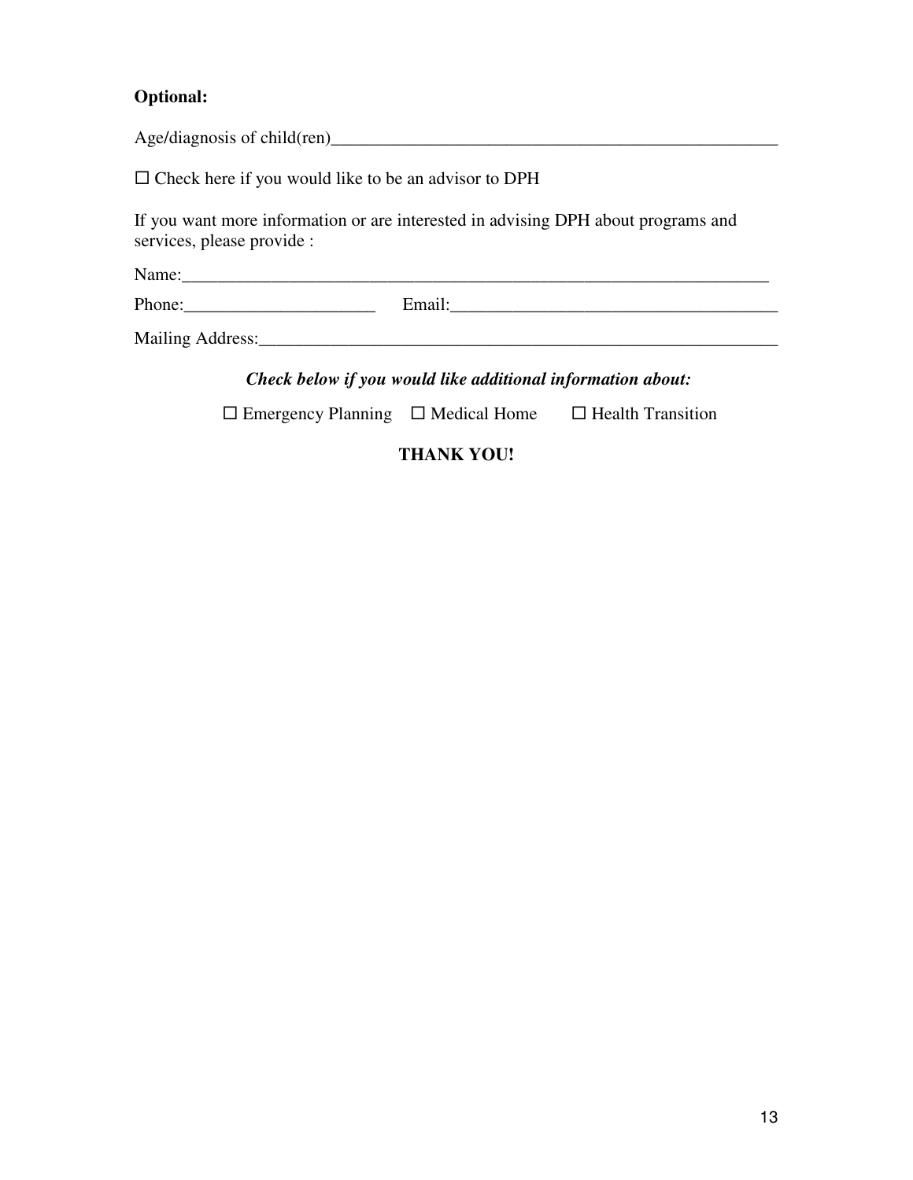**Optional:**

Age/diagnosis of child(ren)_____________________________________________________

☐ Check here if you would like to be an advisor to DPH

If you want more information or are interested in advising DPH about programs and services, please provide :

Name:_____________________________________________________________________

Phone:______________________ Email:_____________________________________

Mailing Address:_____________________________________________________________

***Check below if you would like additional information about:***

☐ Emergency Planning ☐ Medical Home ☐ Health Transition

**THANK YOU!**